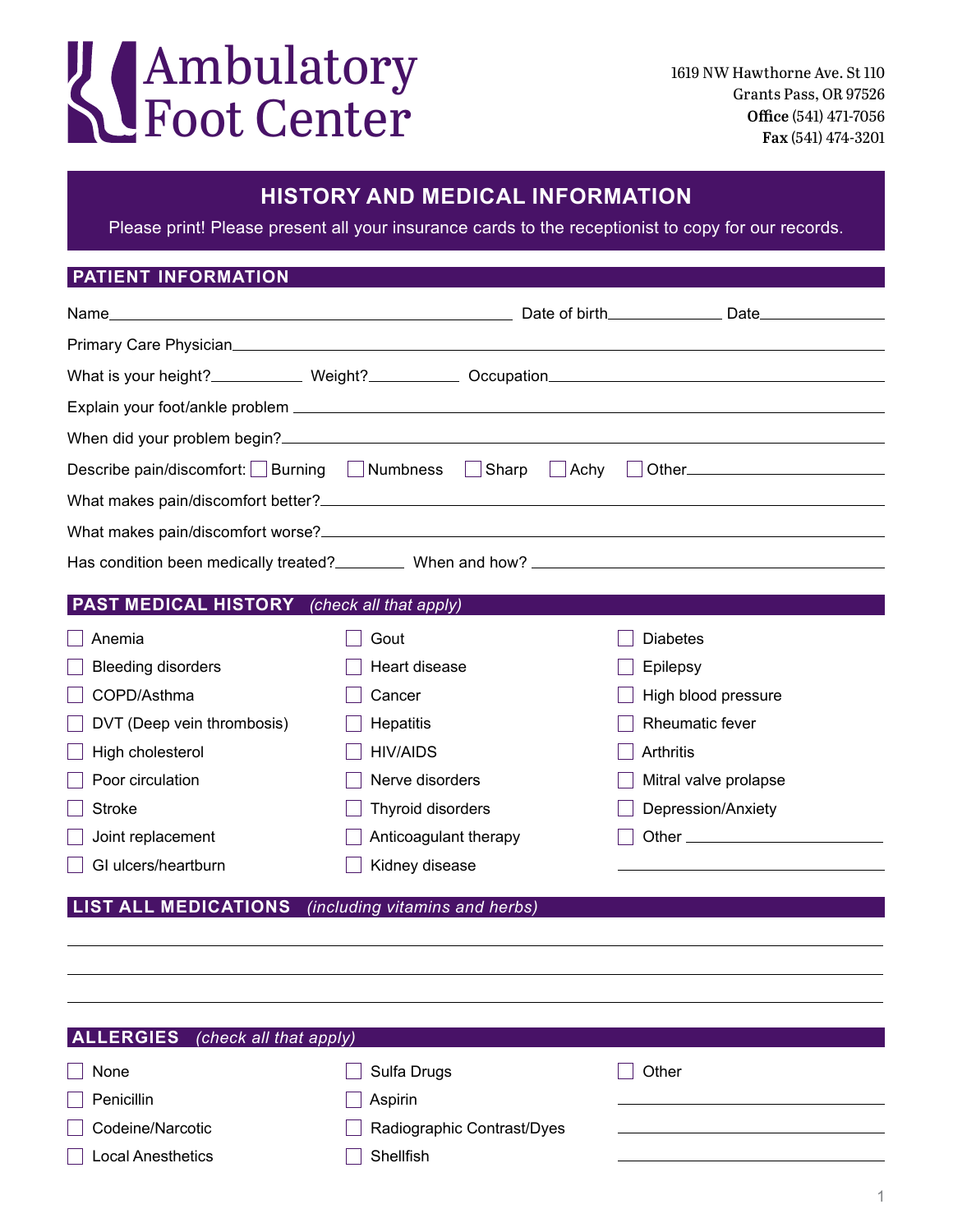# Ambulatory Foot Center

1619 NW Hawthorne Ave. St 110
Grants Pass, OR 97526
**Office** (541) 471-7056
**Fax** (541) 474-3201

## HISTORY AND MEDICAL INFORMATION

Please print! Please present all your insurance cards to the receptionist to copy for our records.

### PATIENT INFORMATION

Name\_\_\_\_\_\_\_\_\_\_\_\_\_\_\_\_\_\_\_\_ Date of birth\_\_\_\_\_\_\_\_\_\_ Date\_\_\_\_\_\_\_\_\_\_

Primary Care Physician\_\_\_\_\_\_\_\_\_\_\_\_\_\_\_\_\_\_\_\_

What is your height?\_\_\_\_\_\_\_\_ Weight?\_\_\_\_\_\_\_\_ Occupation\_\_\_\_\_\_\_\_\_\_\_\_\_\_\_\_\_\_\_\_

Explain your foot/ankle problem \_\_\_\_\_\_\_\_\_\_\_\_\_\_\_\_\_\_\_\_

When did your problem begin?\_\_\_\_\_\_\_\_\_\_\_\_\_\_\_\_\_\_\_\_

Describe pain/discomfort: ☐ Burning ☐ Numbness ☐ Sharp ☐ Achy ☐ Other\_\_\_\_\_\_\_\_\_\_

What makes pain/discomfort better?\_\_\_\_\_\_\_\_\_\_\_\_\_\_\_\_\_\_\_\_

What makes pain/discomfort worse?\_\_\_\_\_\_\_\_\_\_\_\_\_\_\_\_\_\_\_\_

Has condition been medically treated?\_\_\_\_\_\_\_\_ When and how? \_\_\_\_\_\_\_\_\_\_\_\_\_\_\_\_\_\_\_\_

### PAST MEDICAL HISTORY *(check all that apply)*

- ☐ Anemia
- ☐ Bleeding disorders
- ☐ COPD/Asthma
- ☐ DVT (Deep vein thrombosis)
- ☐ High cholesterol
- ☐ Poor circulation
- ☐ Stroke
- ☐ Joint replacement
- ☐ GI ulcers/heartburn
- ☐ Gout
- ☐ Heart disease
- ☐ Cancer
- ☐ Hepatitis
- ☐ HIV/AIDS
- ☐ Nerve disorders
- ☐ Thyroid disorders
- ☐ Anticoagulant therapy
- ☐ Kidney disease
- ☐ Diabetes
- ☐ Epilepsy
- ☐ High blood pressure
- ☐ Rheumatic fever
- ☐ Arthritis
- ☐ Mitral valve prolapse
- ☐ Depression/Anxiety
- ☐ Other \_\_\_\_\_\_\_\_\_\_\_\_\_\_\_\_\_\_\_\_

### LIST ALL MEDICATIONS *(including vitamins and herbs)*

\_\_\_\_\_\_\_\_\_\_\_\_\_\_\_\_\_\_\_\_

\_\_\_\_\_\_\_\_\_\_\_\_\_\_\_\_\_\_\_\_

\_\_\_\_\_\_\_\_\_\_\_\_\_\_\_\_\_\_\_\_

### ALLERGIES *(check all that apply)*

- ☐ None
- ☐ Penicillin
- ☐ Codeine/Narcotic
- ☐ Local Anesthetics
- ☐ Sulfa Drugs
- ☐ Aspirin
- ☐ Radiographic Contrast/Dyes
- ☐ Shellfish
- ☐ Other \_\_\_\_\_\_\_\_\_\_\_\_\_\_\_\_\_\_\_\_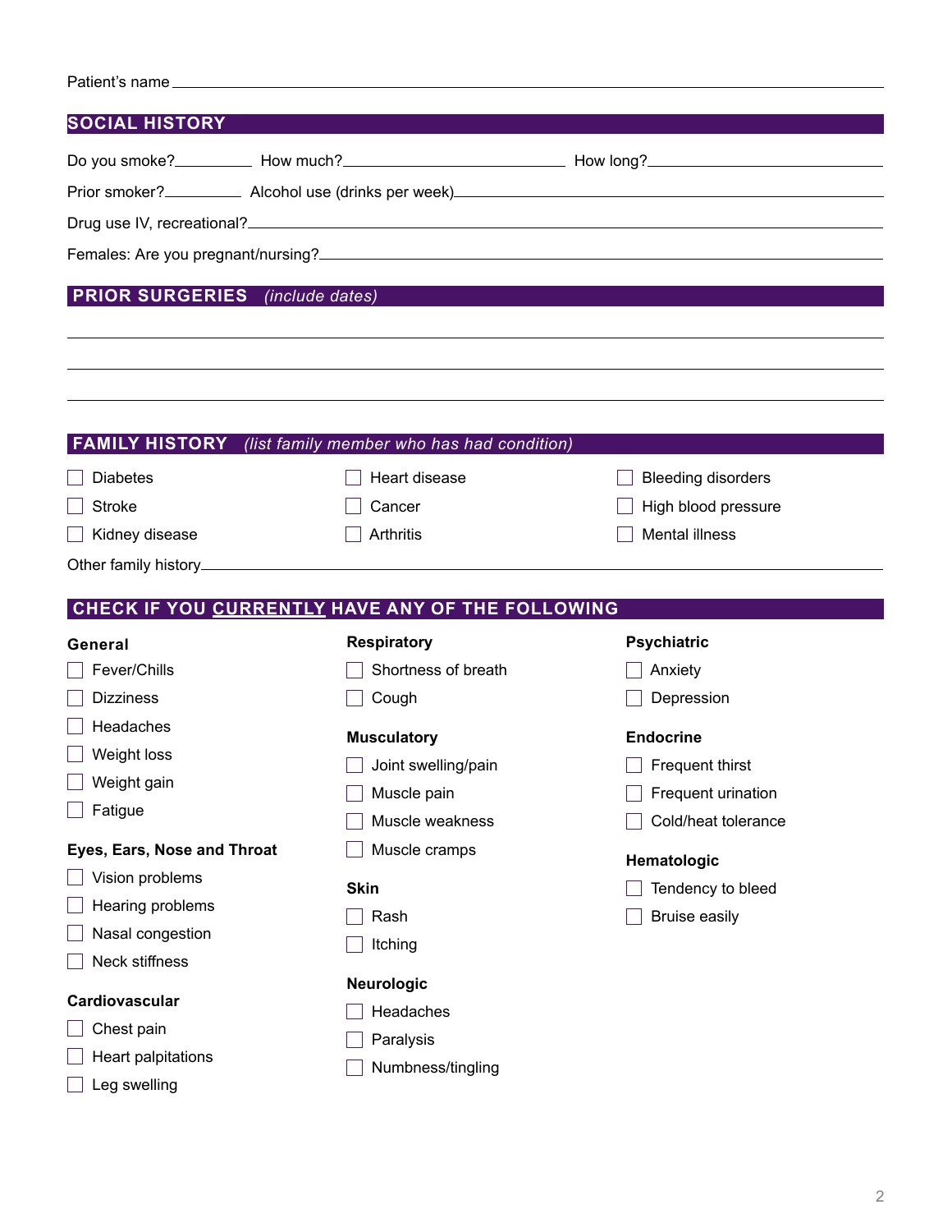Patient's name ______________________________________________

## SOCIAL HISTORY

Do you smoke? __________ How much? ____________________ How long? ____________________

Prior smoker? __________ Alcohol use (drinks per week) ______________________________

Drug use IV, recreational? ______________________________________________

Females: Are you pregnant/nursing? ______________________________________________

## PRIOR SURGERIES *(include dates)*

______________________________________________

______________________________________________

______________________________________________

## FAMILY HISTORY *(list family member who has had condition)*

- ☐ Diabetes
- ☐ Stroke
- ☐ Kidney disease
- ☐ Heart disease
- ☐ Cancer
- ☐ Arthritis
- ☐ Bleeding disorders
- ☐ High blood pressure
- ☐ Mental illness

Other family history ______________________________________________

## CHECK IF YOU CURRENTLY HAVE ANY OF THE FOLLOWING

**General**

- ☐ Fever/Chills
- ☐ Dizziness
- ☐ Headaches
- ☐ Weight loss
- ☐ Weight gain
- ☐ Fatigue

**Eyes, Ears, Nose and Throat**

- ☐ Vision problems
- ☐ Hearing problems
- ☐ Nasal congestion
- ☐ Neck stiffness

**Cardiovascular**

- ☐ Chest pain
- ☐ Heart palpitations
- ☐ Leg swelling

**Respiratory**

- ☐ Shortness of breath
- ☐ Cough

**Musculatory**

- ☐ Joint swelling/pain
- ☐ Muscle pain
- ☐ Muscle weakness
- ☐ Muscle cramps

**Skin**

- ☐ Rash
- ☐ Itching

**Neurologic**

- ☐ Headaches
- ☐ Paralysis
- ☐ Numbness/tingling

**Psychiatric**

- ☐ Anxiety
- ☐ Depression

**Endocrine**

- ☐ Frequent thirst
- ☐ Frequent urination
- ☐ Cold/heat tolerance

**Hematologic**

- ☐ Tendency to bleed
- ☐ Bruise easily